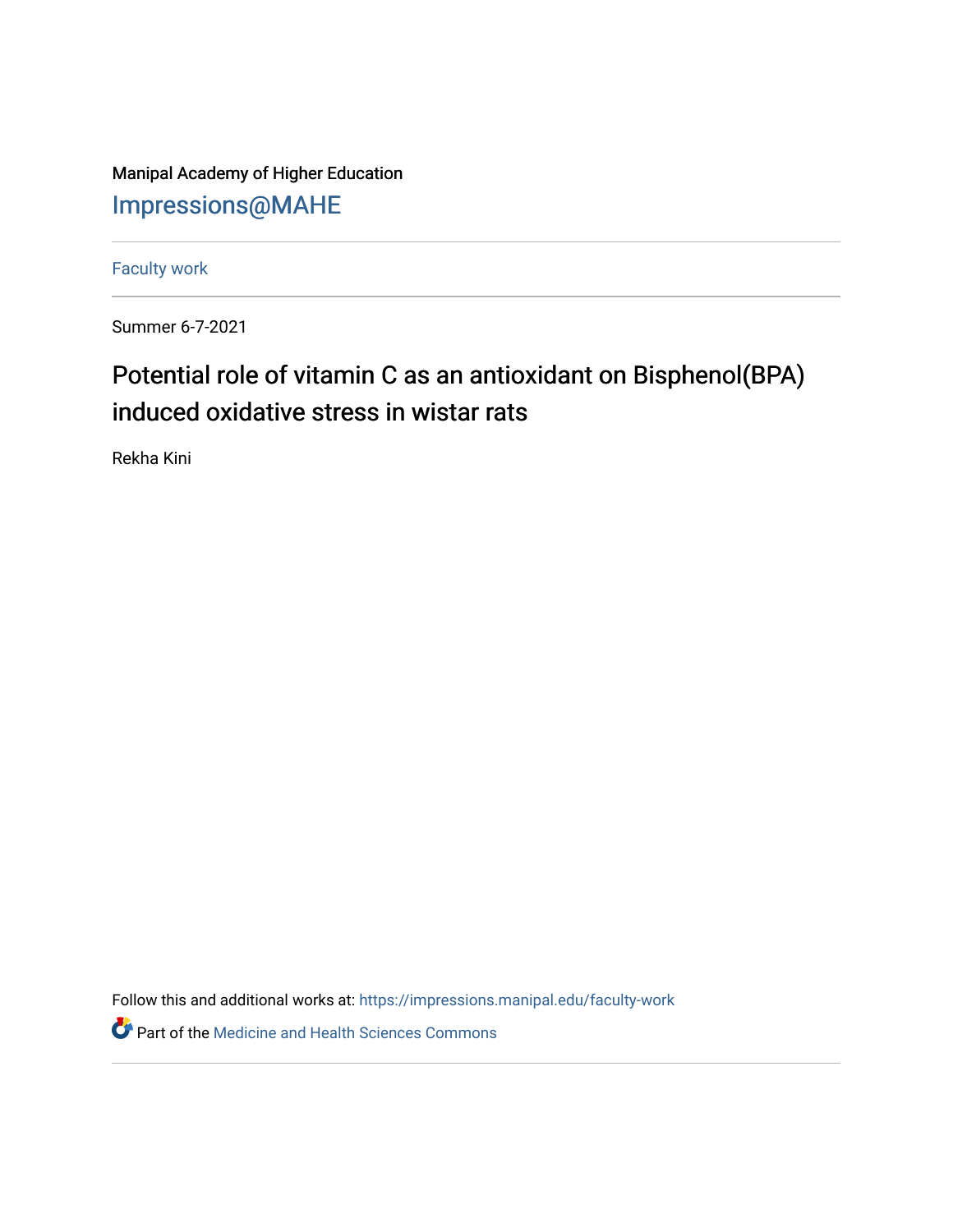Manipal Academy of Higher Education

Impressions@MAHE

Faculty work

Summer 6-7-2021

# Potential role of vitamin C as an antioxidant on Bisphenol(BPA) induced oxidative stress in wistar rats

Rekha Kini

Follow this and additional works at: https://impressions.manipal.edu/faculty-work

Part of the Medicine and Health Sciences Commons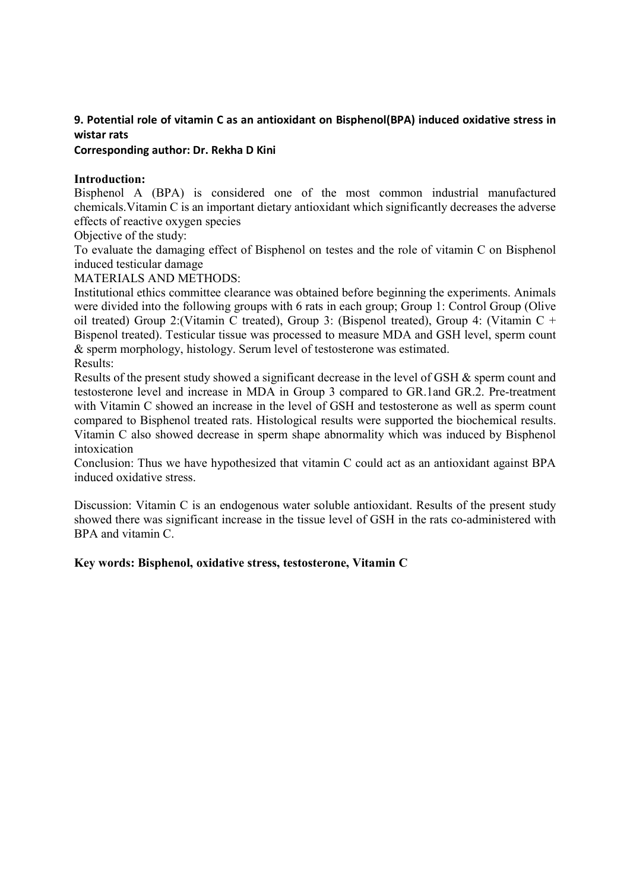**9. Potential role of vitamin C as an antioxidant on Bisphenol(BPA) induced oxidative stress in wistar rats**

**Corresponding author: Dr. Rekha D Kini**

**Introduction:**

Bisphenol A (BPA) is considered one of the most common industrial manufactured chemicals.Vitamin C is an important dietary antioxidant which significantly decreases the adverse effects of reactive oxygen species

Objective of the study:

To evaluate the damaging effect of Bisphenol on testes and the role of vitamin C on Bisphenol induced testicular damage

MATERIALS AND METHODS:

Institutional ethics committee clearance was obtained before beginning the experiments. Animals were divided into the following groups with 6 rats in each group; Group 1: Control Group (Olive oil treated) Group 2:(Vitamin C treated), Group 3: (Bispenol treated), Group 4: (Vitamin C + Bispenol treated). Testicular tissue was processed to measure MDA and GSH level, sperm count & sperm morphology, histology. Serum level of testosterone was estimated.

Results:

Results of the present study showed a significant decrease in the level of GSH & sperm count and testosterone level and increase in MDA in Group 3 compared to GR.1and GR.2. Pre-treatment with Vitamin C showed an increase in the level of GSH and testosterone as well as sperm count compared to Bisphenol treated rats. Histological results were supported the biochemical results. Vitamin C also showed decrease in sperm shape abnormality which was induced by Bisphenol intoxication

Conclusion: Thus we have hypothesized that vitamin C could act as an antioxidant against BPA induced oxidative stress.

Discussion: Vitamin C is an endogenous water soluble antioxidant. Results of the present study showed there was significant increase in the tissue level of GSH in the rats co-administered with BPA and vitamin C.

**Key words: Bisphenol, oxidative stress, testosterone, Vitamin C**